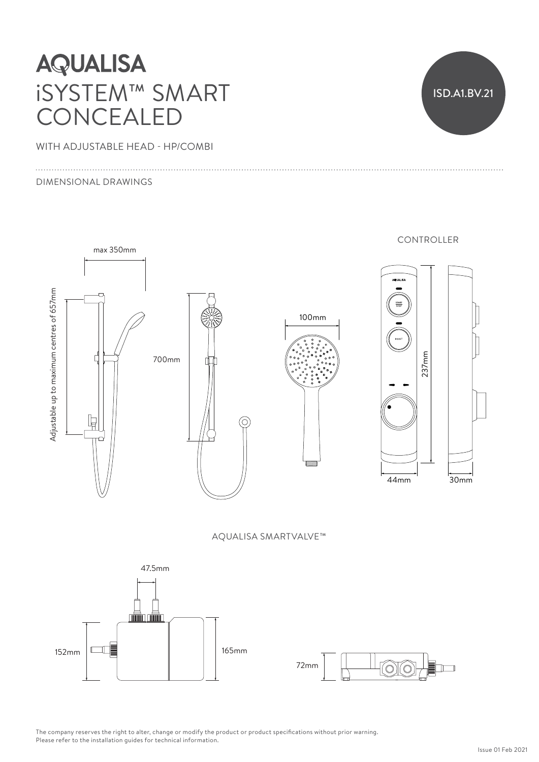# AQUALISA

## iSYSTEM™ SMART CONCEALED

ISD.A1.BV.21

WITH ADJUSTABLE HEAD - HP/COMBI

DIMENSIONAL DRAWINGS

max 350mm

Adjustable up to maximum centres of 657mm

700mm

100mm

CONTROLLER

START STOP

BOOST

237mm

44mm

30mm

AQUALISA SMARTVALVE™

47.5mm

152mm

165mm

72mm

The company reserves the right to alter, change or modify the product or product specifications without prior warning.
Please refer to the installation guides for technical information.

Issue 01 Feb 2021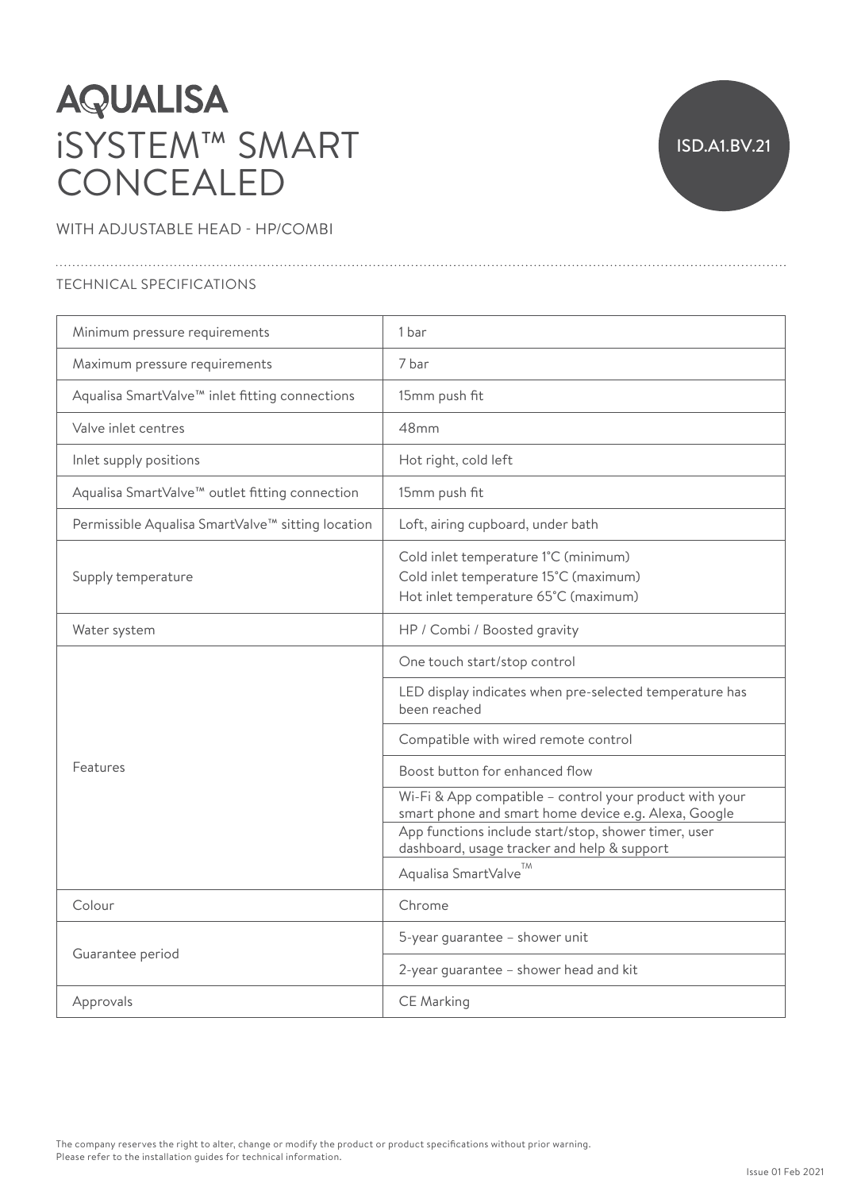# AQUALISA

# iSYSTEM™ SMART CONCEALED

ISD.A1.BV.21

WITH ADJUSTABLE HEAD - HP/COMBI

TECHNICAL SPECIFICATIONS

| | |
|---|---|
| Minimum pressure requirements | 1 bar |
| Maximum pressure requirements | 7 bar |
| Aqualisa SmartValve™ inlet fitting connections | 15mm push fit |
| Valve inlet centres | 48mm |
| Inlet supply positions | Hot right, cold left |
| Aqualisa SmartValve™ outlet fitting connection | 15mm push fit |
| Permissible Aqualisa SmartValve™ sitting location | Loft, airing cupboard, under bath |
| Supply temperature | Cold inlet temperature 1°C (minimum)<br>Cold inlet temperature 15°C (maximum)<br>Hot inlet temperature 65°C (maximum) |
| Water system | HP / Combi / Boosted gravity |
| Features | One touch start/stop control |
| | LED display indicates when pre-selected temperature has been reached |
| | Compatible with wired remote control |
| | Boost button for enhanced flow |
| | Wi-Fi & App compatible – control your product with your smart phone and smart home device e.g. Alexa, Google |
| | App functions include start/stop, shower timer, user dashboard, usage tracker and help & support |
| | Aqualisa SmartValve™ |
| Colour | Chrome |
| Guarantee period | 5-year guarantee – shower unit |
| | 2-year guarantee – shower head and kit |
| Approvals | CE Marking |

The company reserves the right to alter, change or modify the product or product specifications without prior warning.
Please refer to the installation guides for technical information.

Issue 01 Feb 2021